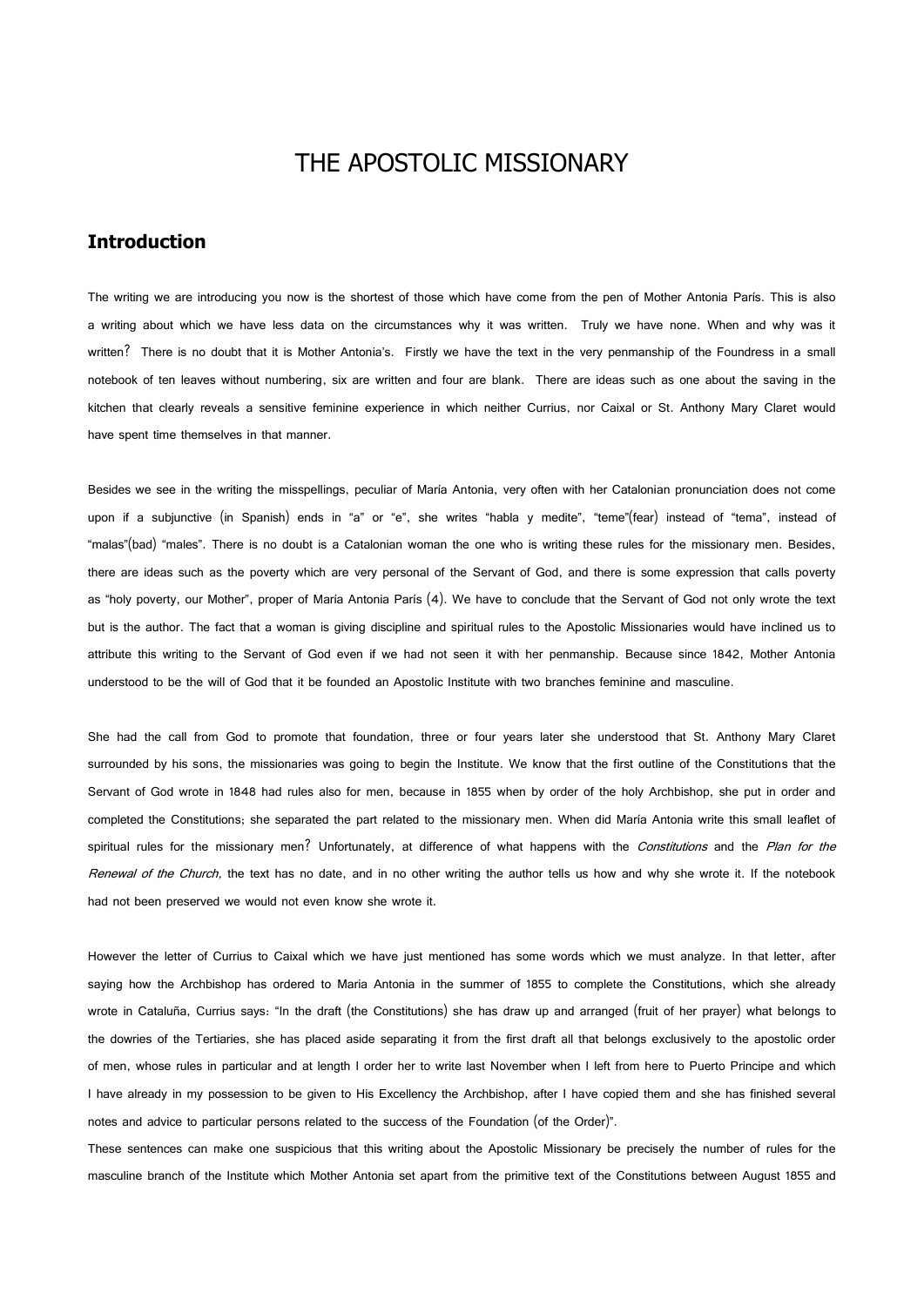# THE APOSTOLIC MISSIONARY

## Introduction

The writing we are introducing you now is the shortest of those which have come from the pen of Mother Antonia París. This is also a writing about which we have less data on the circumstances why it was written. Truly we have none. When and why was it written? There is no doubt that it is Mother Antonia's. Firstly we have the text in the very penmanship of the Foundress in a small notebook of ten leaves without numbering, six are written and four are blank. There are ideas such as one about the saving in the kitchen that clearly reveals a sensitive feminine experience in which neither Currius, nor Caixal or St. Anthony Mary Claret would have spent time themselves in that manner.

Besides we see in the writing the misspellings, peculiar of María Antonia, very often with her Catalonian pronunciation does not come upon if a subjunctive (in Spanish) ends in "a" or "e", she writes "habla y medite", "teme"(fear) instead of "tema", instead of "malas"(bad) "males". There is no doubt is a Catalonian woman the one who is writing these rules for the missionary men. Besides, there are ideas such as the poverty which are very personal of the Servant of God, and there is some expression that calls poverty as "holy poverty, our Mother", proper of María Antonia París (4). We have to conclude that the Servant of God not only wrote the text but is the author. The fact that a woman is giving discipline and spiritual rules to the Apostolic Missionaries would have inclined us to attribute this writing to the Servant of God even if we had not seen it with her penmanship. Because since 1842, Mother Antonia understood to be the will of God that it be founded an Apostolic Institute with two branches feminine and masculine.

She had the call from God to promote that foundation, three or four years later she understood that St. Anthony Mary Claret surrounded by his sons, the missionaries was going to begin the Institute. We know that the first outline of the Constitutions that the Servant of God wrote in 1848 had rules also for men, because in 1855 when by order of the holy Archbishop, she put in order and completed the Constitutions; she separated the part related to the missionary men. When did María Antonia write this small leaflet of spiritual rules for the missionary men? Unfortunately, at difference of what happens with the *Constitutions* and the *Plan for the Renewal of the Church,* the text has no date, and in no other writing the author tells us how and why she wrote it. If the notebook had not been preserved we would not even know she wrote it.

However the letter of Currius to Caixal which we have just mentioned has some words which we must analyze. In that letter, after saying how the Archbishop has ordered to Maria Antonia in the summer of 1855 to complete the Constitutions, which she already wrote in Cataluña, Currius says: "In the draft (the Constitutions) she has draw up and arranged (fruit of her prayer) what belongs to the dowries of the Tertiaries, she has placed aside separating it from the first draft all that belongs exclusively to the apostolic order of men, whose rules in particular and at length I order her to write last November when I left from here to Puerto Principe and which I have already in my possession to be given to His Excellency the Archbishop, after I have copied them and she has finished several notes and advice to particular persons related to the success of the Foundation (of the Order)".

These sentences can make one suspicious that this writing about the Apostolic Missionary be precisely the number of rules for the masculine branch of the Institute which Mother Antonia set apart from the primitive text of the Constitutions between August 1855 and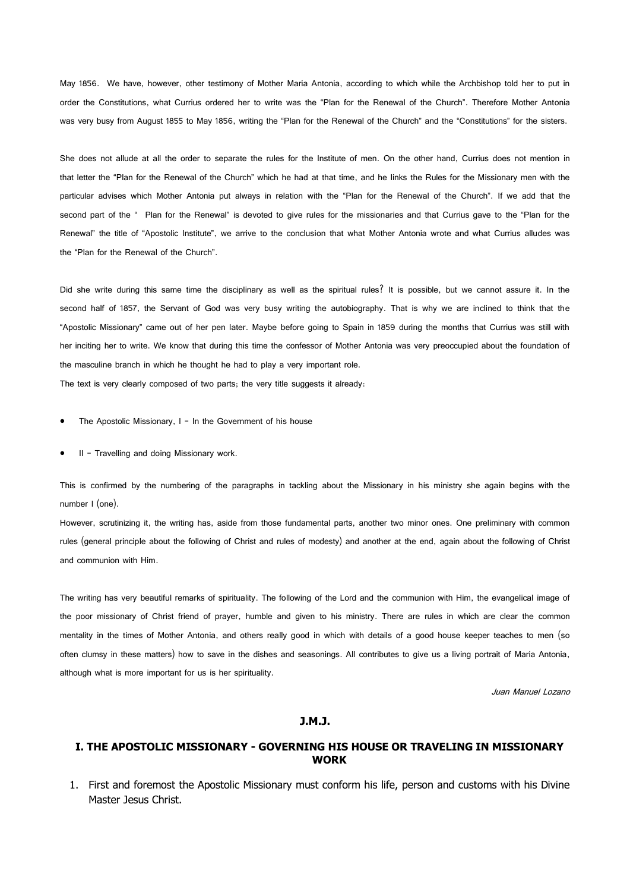May 1856. We have, however, other testimony of Mother Maria Antonia, according to which while the Archbishop told her to put in order the Constitutions, what Currius ordered her to write was the "Plan for the Renewal of the Church". Therefore Mother Antonia was very busy from August 1855 to May 1856, writing the "Plan for the Renewal of the Church" and the "Constitutions" for the sisters.

She does not allude at all the order to separate the rules for the Institute of men. On the other hand, Currius does not mention in that letter the "Plan for the Renewal of the Church" which he had at that time, and he links the Rules for the Missionary men with the particular advises which Mother Antonia put always in relation with the "Plan for the Renewal of the Church". If we add that the second part of the " Plan for the Renewal" is devoted to give rules for the missionaries and that Currius gave to the "Plan for the Renewal" the title of "Apostolic Institute", we arrive to the conclusion that what Mother Antonia wrote and what Currius alludes was the "Plan for the Renewal of the Church".

Did she write during this same time the disciplinary as well as the spiritual rules? It is possible, but we cannot assure it. In the second half of 1857, the Servant of God was very busy writing the autobiography. That is why we are inclined to think that the "Apostolic Missionary" came out of her pen later. Maybe before going to Spain in 1859 during the months that Currius was still with her inciting her to write. We know that during this time the confessor of Mother Antonia was very preoccupied about the foundation of the masculine branch in which he thought he had to play a very important role.

The text is very clearly composed of two parts; the very title suggests it already:

- The Apostolic Missionary, I - In the Government of his house
- II - Travelling and doing Missionary work.

This is confirmed by the numbering of the paragraphs in tackling about the Missionary in his ministry she again begins with the number I (one).

However, scrutinizing it, the writing has, aside from those fundamental parts, another two minor ones. One preliminary with common rules (general principle about the following of Christ and rules of modesty) and another at the end, again about the following of Christ and communion with Him.

The writing has very beautiful remarks of spirituality. The following of the Lord and the communion with Him, the evangelical image of the poor missionary of Christ friend of prayer, humble and given to his ministry. There are rules in which are clear the common mentality in the times of Mother Antonia, and others really good in which with details of a good house keeper teaches to men (so often clumsy in these matters) how to save in the dishes and seasonings. All contributes to give us a living portrait of Maria Antonia, although what is more important for us is her spirituality.

*Juan Manuel Lozano*

**J.M.J.**

## I. THE APOSTOLIC MISSIONARY - GOVERNING HIS HOUSE OR TRAVELING IN MISSIONARY WORK

1. First and foremost the Apostolic Missionary must conform his life, person and customs with his Divine Master Jesus Christ.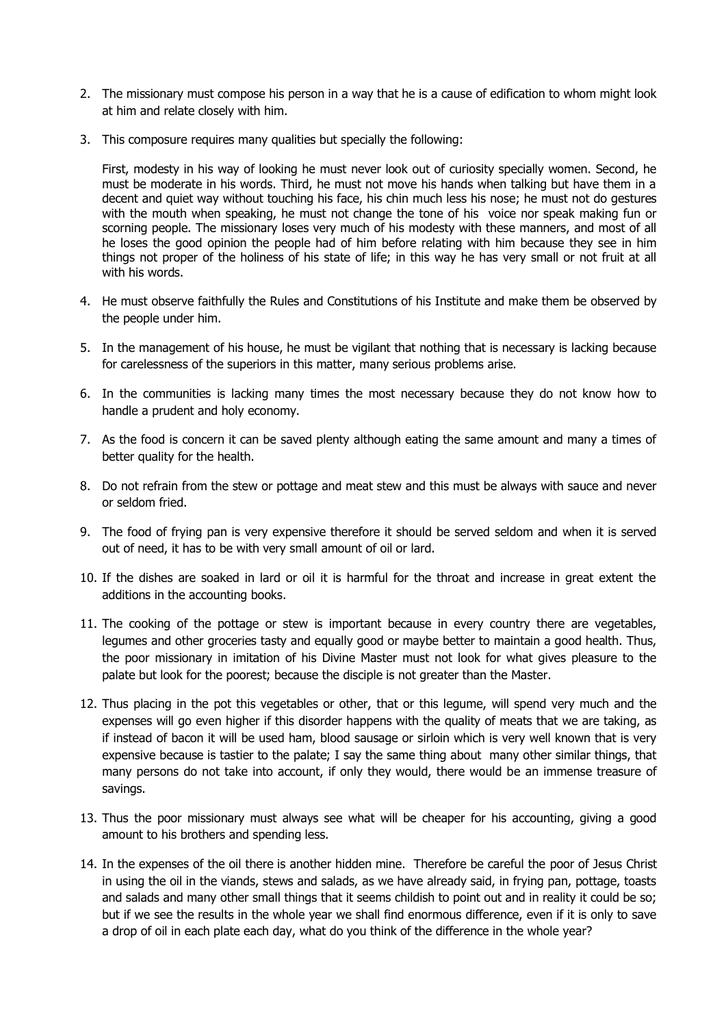2. The missionary must compose his person in a way that he is a cause of edification to whom might look at him and relate closely with him.

3. This composure requires many qualities but specially the following:

   First, modesty in his way of looking he must never look out of curiosity specially women. Second, he must be moderate in his words. Third, he must not move his hands when talking but have them in a decent and quiet way without touching his face, his chin much less his nose; he must not do gestures with the mouth when speaking, he must not change the tone of his voice nor speak making fun or scorning people. The missionary loses very much of his modesty with these manners, and most of all he loses the good opinion the people had of him before relating with him because they see in him things not proper of the holiness of his state of life; in this way he has very small or not fruit at all with his words.

4. He must observe faithfully the Rules and Constitutions of his Institute and make them be observed by the people under him.

5. In the management of his house, he must be vigilant that nothing that is necessary is lacking because for carelessness of the superiors in this matter, many serious problems arise.

6. In the communities is lacking many times the most necessary because they do not know how to handle a prudent and holy economy.

7. As the food is concern it can be saved plenty although eating the same amount and many a times of better quality for the health.

8. Do not refrain from the stew or pottage and meat stew and this must be always with sauce and never or seldom fried.

9. The food of frying pan is very expensive therefore it should be served seldom and when it is served out of need, it has to be with very small amount of oil or lard.

10. If the dishes are soaked in lard or oil it is harmful for the throat and increase in great extent the additions in the accounting books.

11. The cooking of the pottage or stew is important because in every country there are vegetables, legumes and other groceries tasty and equally good or maybe better to maintain a good health. Thus, the poor missionary in imitation of his Divine Master must not look for what gives pleasure to the palate but look for the poorest; because the disciple is not greater than the Master.

12. Thus placing in the pot this vegetables or other, that or this legume, will spend very much and the expenses will go even higher if this disorder happens with the quality of meats that we are taking, as if instead of bacon it will be used ham, blood sausage or sirloin which is very well known that is very expensive because is tastier to the palate; I say the same thing about many other similar things, that many persons do not take into account, if only they would, there would be an immense treasure of savings.

13. Thus the poor missionary must always see what will be cheaper for his accounting, giving a good amount to his brothers and spending less.

14. In the expenses of the oil there is another hidden mine. Therefore be careful the poor of Jesus Christ in using the oil in the viands, stews and salads, as we have already said, in frying pan, pottage, toasts and salads and many other small things that it seems childish to point out and in reality it could be so; but if we see the results in the whole year we shall find enormous difference, even if it is only to save a drop of oil in each plate each day, what do you think of the difference in the whole year?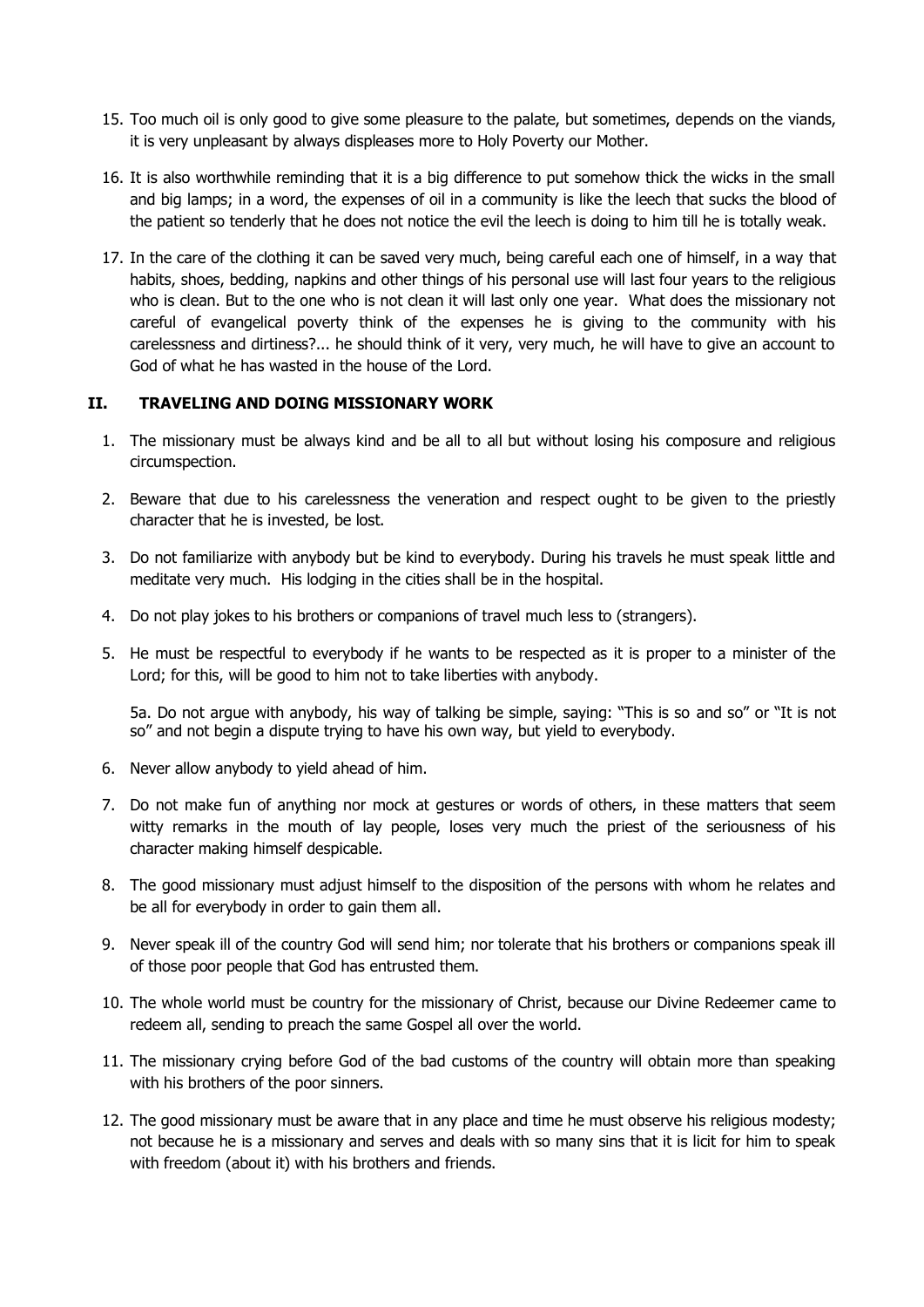15. Too much oil is only good to give some pleasure to the palate, but sometimes, depends on the viands, it is very unpleasant by always displeases more to Holy Poverty our Mother.

16. It is also worthwhile reminding that it is a big difference to put somehow thick the wicks in the small and big lamps; in a word, the expenses of oil in a community is like the leech that sucks the blood of the patient so tenderly that he does not notice the evil the leech is doing to him till he is totally weak.

17. In the care of the clothing it can be saved very much, being careful each one of himself, in a way that habits, shoes, bedding, napkins and other things of his personal use will last four years to the religious who is clean. But to the one who is not clean it will last only one year. What does the missionary not careful of evangelical poverty think of the expenses he is giving to the community with his carelessness and dirtiness?... he should think of it very, very much, he will have to give an account to God of what he has wasted in the house of the Lord.

## II. TRAVELING AND DOING MISSIONARY WORK

1. The missionary must be always kind and be all to all but without losing his composure and religious circumspection.

2. Beware that due to his carelessness the veneration and respect ought to be given to the priestly character that he is invested, be lost.

3. Do not familiarize with anybody but be kind to everybody. During his travels he must speak little and meditate very much. His lodging in the cities shall be in the hospital.

4. Do not play jokes to his brothers or companions of travel much less to (strangers).

5. He must be respectful to everybody if he wants to be respected as it is proper to a minister of the Lord; for this, will be good to him not to take liberties with anybody.

   5a. Do not argue with anybody, his way of talking be simple, saying: "This is so and so" or "It is not so" and not begin a dispute trying to have his own way, but yield to everybody.

6. Never allow anybody to yield ahead of him.

7. Do not make fun of anything nor mock at gestures or words of others, in these matters that seem witty remarks in the mouth of lay people, loses very much the priest of the seriousness of his character making himself despicable.

8. The good missionary must adjust himself to the disposition of the persons with whom he relates and be all for everybody in order to gain them all.

9. Never speak ill of the country God will send him; nor tolerate that his brothers or companions speak ill of those poor people that God has entrusted them.

10. The whole world must be country for the missionary of Christ, because our Divine Redeemer came to redeem all, sending to preach the same Gospel all over the world.

11. The missionary crying before God of the bad customs of the country will obtain more than speaking with his brothers of the poor sinners.

12. The good missionary must be aware that in any place and time he must observe his religious modesty; not because he is a missionary and serves and deals with so many sins that it is licit for him to speak with freedom (about it) with his brothers and friends.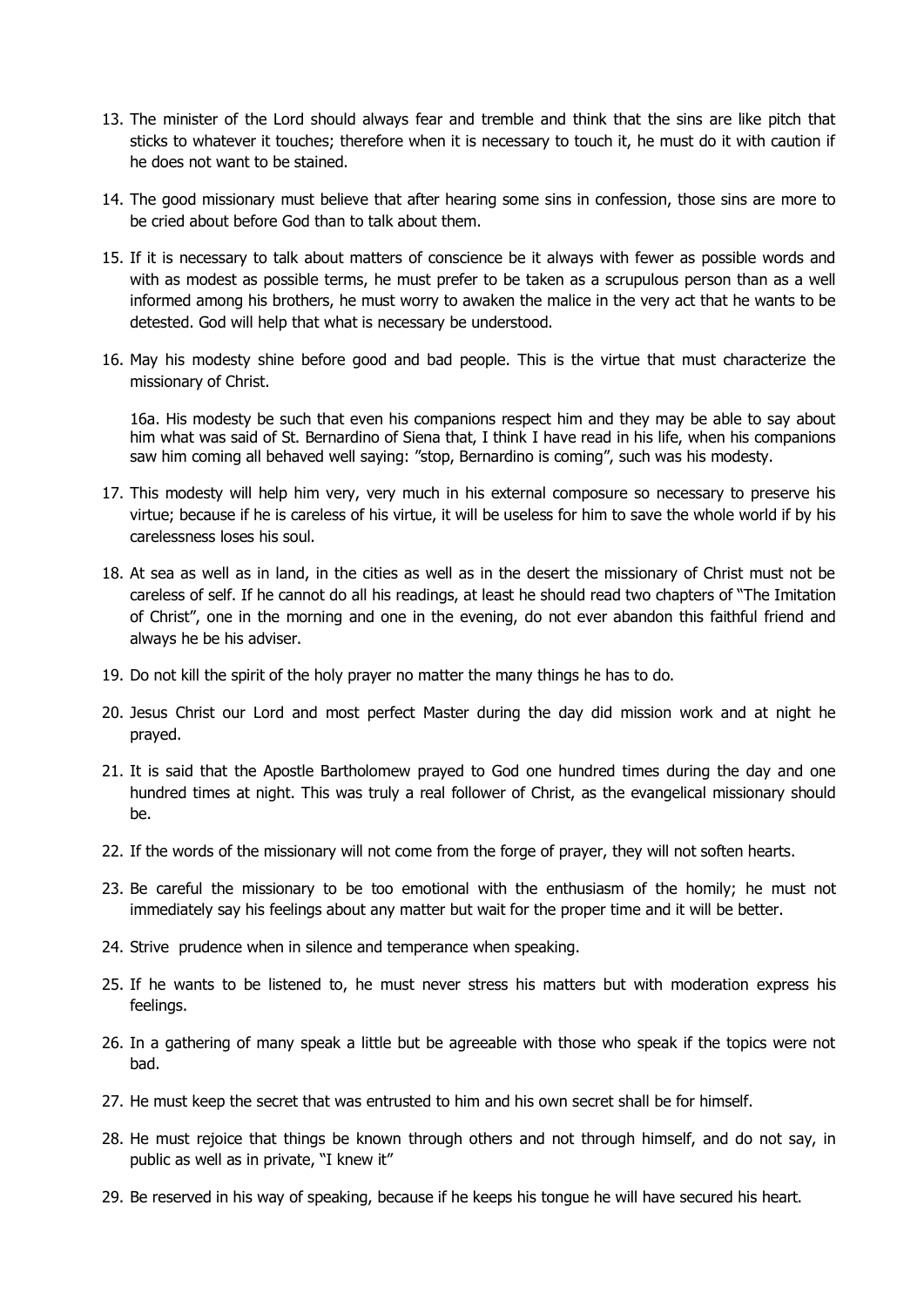13. The minister of the Lord should always fear and tremble and think that the sins are like pitch that sticks to whatever it touches; therefore when it is necessary to touch it, he must do it with caution if he does not want to be stained.

14. The good missionary must believe that after hearing some sins in confession, those sins are more to be cried about before God than to talk about them.

15. If it is necessary to talk about matters of conscience be it always with fewer as possible words and with as modest as possible terms, he must prefer to be taken as a scrupulous person than as a well informed among his brothers, he must worry to awaken the malice in the very act that he wants to be detested. God will help that what is necessary be understood.

16. May his modesty shine before good and bad people. This is the virtue that must characterize the missionary of Christ.

    16a. His modesty be such that even his companions respect him and they may be able to say about him what was said of St. Bernardino of Siena that, I think I have read in his life, when his companions saw him coming all behaved well saying: "stop, Bernardino is coming", such was his modesty.

17. This modesty will help him very, very much in his external composure so necessary to preserve his virtue; because if he is careless of his virtue, it will be useless for him to save the whole world if by his carelessness loses his soul.

18. At sea as well as in land, in the cities as well as in the desert the missionary of Christ must not be careless of self. If he cannot do all his readings, at least he should read two chapters of "The Imitation of Christ", one in the morning and one in the evening, do not ever abandon this faithful friend and always he be his adviser.

19. Do not kill the spirit of the holy prayer no matter the many things he has to do.

20. Jesus Christ our Lord and most perfect Master during the day did mission work and at night he prayed.

21. It is said that the Apostle Bartholomew prayed to God one hundred times during the day and one hundred times at night. This was truly a real follower of Christ, as the evangelical missionary should be.

22. If the words of the missionary will not come from the forge of prayer, they will not soften hearts.

23. Be careful the missionary to be too emotional with the enthusiasm of the homily; he must not immediately say his feelings about any matter but wait for the proper time and it will be better.

24. Strive prudence when in silence and temperance when speaking.

25. If he wants to be listened to, he must never stress his matters but with moderation express his feelings.

26. In a gathering of many speak a little but be agreeable with those who speak if the topics were not bad.

27. He must keep the secret that was entrusted to him and his own secret shall be for himself.

28. He must rejoice that things be known through others and not through himself, and do not say, in public as well as in private, "I knew it"

29. Be reserved in his way of speaking, because if he keeps his tongue he will have secured his heart.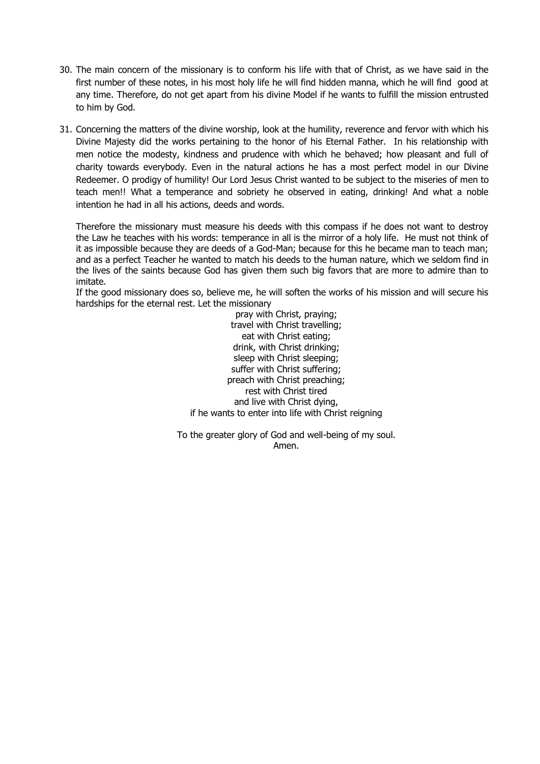30. The main concern of the missionary is to conform his life with that of Christ, as we have said in the first number of these notes, in his most holy life he will find hidden manna, which he will find good at any time. Therefore, do not get apart from his divine Model if he wants to fulfill the mission entrusted to him by God.

31. Concerning the matters of the divine worship, look at the humility, reverence and fervor with which his Divine Majesty did the works pertaining to the honor of his Eternal Father. In his relationship with men notice the modesty, kindness and prudence with which he behaved; how pleasant and full of charity towards everybody. Even in the natural actions he has a most perfect model in our Divine Redeemer. O prodigy of humility! Our Lord Jesus Christ wanted to be subject to the miseries of men to teach men!! What a temperance and sobriety he observed in eating, drinking! And what a noble intention he had in all his actions, deeds and words.

    Therefore the missionary must measure his deeds with this compass if he does not want to destroy the Law he teaches with his words: temperance in all is the mirror of a holy life. He must not think of it as impossible because they are deeds of a God-Man; because for this he became man to teach man; and as a perfect Teacher he wanted to match his deeds to the human nature, which we seldom find in the lives of the saints because God has given them such big favors that are more to admire than to imitate.

    If the good missionary does so, believe me, he will soften the works of his mission and will secure his hardships for the eternal rest. Let the missionary

pray with Christ, praying;
travel with Christ travelling;
eat with Christ eating;
drink, with Christ drinking;
sleep with Christ sleeping;
suffer with Christ suffering;
preach with Christ preaching;
rest with Christ tired
and live with Christ dying,
if he wants to enter into life with Christ reigning

To the greater glory of God and well-being of my soul.
Amen.